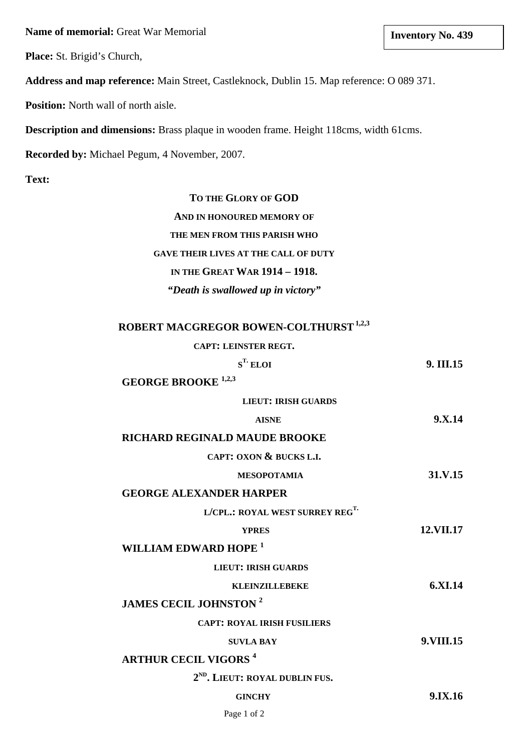**Name of memorial:** Great War Memorial

**Inventory No. 439**

**Place:** St. Brigid's Church,

**Address and map reference:** Main Street, Castleknock, Dublin 15. Map reference: O 089 371.

**Position:** North wall of north aisle.

**Description and dimensions:** Brass plaque in wooden frame. Height 118cms, width 61cms.

**Recorded by:** Michael Pegum, 4 November, 2007.

**Text:**

**TO THE GLORY OF GOD**

**AND IN HONOURED MEMORY OF**

**THE MEN FROM THIS PARISH WHO**

**GAVE THEIR LIVES AT THE CALL OF DUTY**

**IN THE GREAT WAR 1914 – 1918.**

***"Death is swallowed up in victory"***

**ROBERT MACGREGOR BOWEN-COLTHURST [1,2,3]**

**CAPT: LEINSTER REGT.**

**ST. ELOI** **9. III.15**

**GEORGE BROOKE [1,2,3]**

**LIEUT: IRISH GUARDS**

**AISNE** **9.X.14**

**RICHARD REGINALD MAUDE BROOKE**

**CAPT: OXON & BUCKS L.I.**

**MESOPOTAMIA** **31.V.15**

**GEORGE ALEXANDER HARPER**

**L/CPL.: ROYAL WEST SURREY REGT.**

**YPRES** **12.VII.17**

**WILLIAM EDWARD HOPE [1]**

**LIEUT: IRISH GUARDS**

**KLEINZILLEBEKE** **6.XI.14**

**JAMES CECIL JOHNSTON [2]**

**CAPT: ROYAL IRISH FUSILIERS**

**SUVLA BAY** **9.VIII.15**

**ARTHUR CECIL VIGORS [4]**

**2ND. LIEUT: ROYAL DUBLIN FUS.**

**GINCHY** **9.IX.16**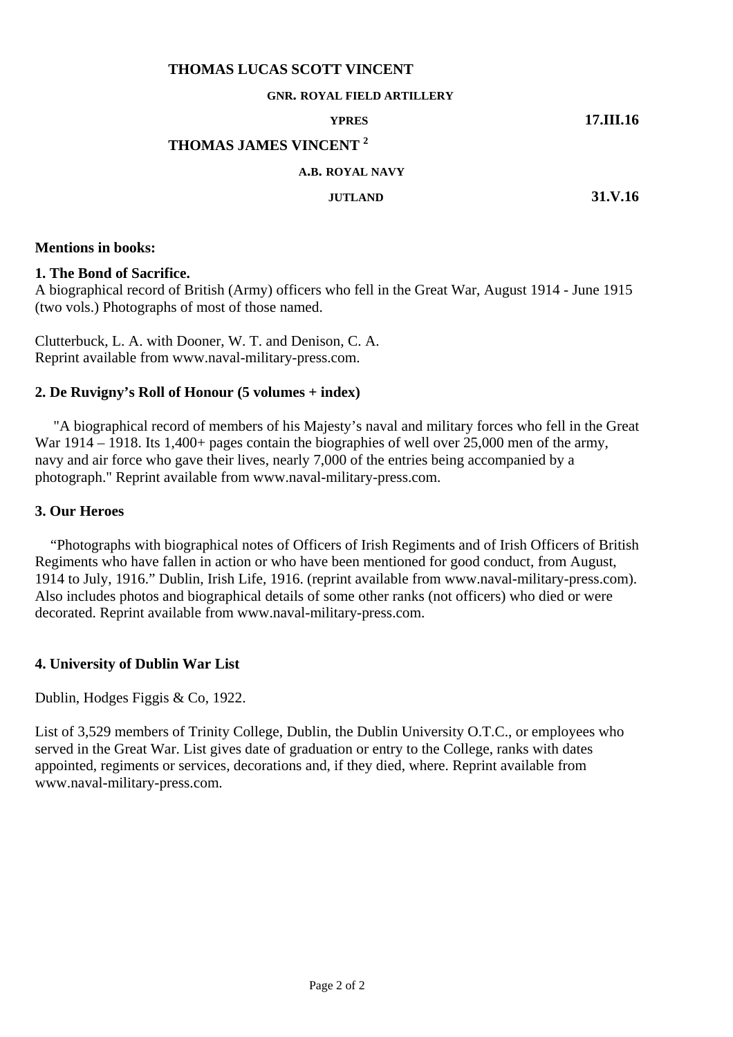**THOMAS LUCAS SCOTT VINCENT**

**GNR. ROYAL FIELD ARTILLERY**

**YPRES** **17.III.16**

**THOMAS JAMES VINCENT** [2]

**A.B. ROYAL NAVY**

**JUTLAND** **31.V.16**

**Mentions in books:**

**1. The Bond of Sacrifice.**
A biographical record of British (Army) officers who fell in the Great War, August 1914 - June 1915 (two vols.) Photographs of most of those named.

Clutterbuck, L. A. with Dooner, W. T. and Denison, C. A.
Reprint available from www.naval-military-press.com.

**2. De Ruvigny's Roll of Honour (5 volumes + index)**

"A biographical record of members of his Majesty's naval and military forces who fell in the Great War 1914 – 1918. Its 1,400+ pages contain the biographies of well over 25,000 men of the army, navy and air force who gave their lives, nearly 7,000 of the entries being accompanied by a photograph." Reprint available from www.naval-military-press.com.

**3. Our Heroes**

"Photographs with biographical notes of Officers of Irish Regiments and of Irish Officers of British Regiments who have fallen in action or who have been mentioned for good conduct, from August, 1914 to July, 1916." Dublin, Irish Life, 1916. (reprint available from www.naval-military-press.com). Also includes photos and biographical details of some other ranks (not officers) who died or were decorated. Reprint available from www.naval-military-press.com.

**4. University of Dublin War List**

Dublin, Hodges Figgis & Co, 1922.

List of 3,529 members of Trinity College, Dublin, the Dublin University O.T.C., or employees who served in the Great War. List gives date of graduation or entry to the College, ranks with dates appointed, regiments or services, decorations and, if they died, where. Reprint available from www.naval-military-press.com.